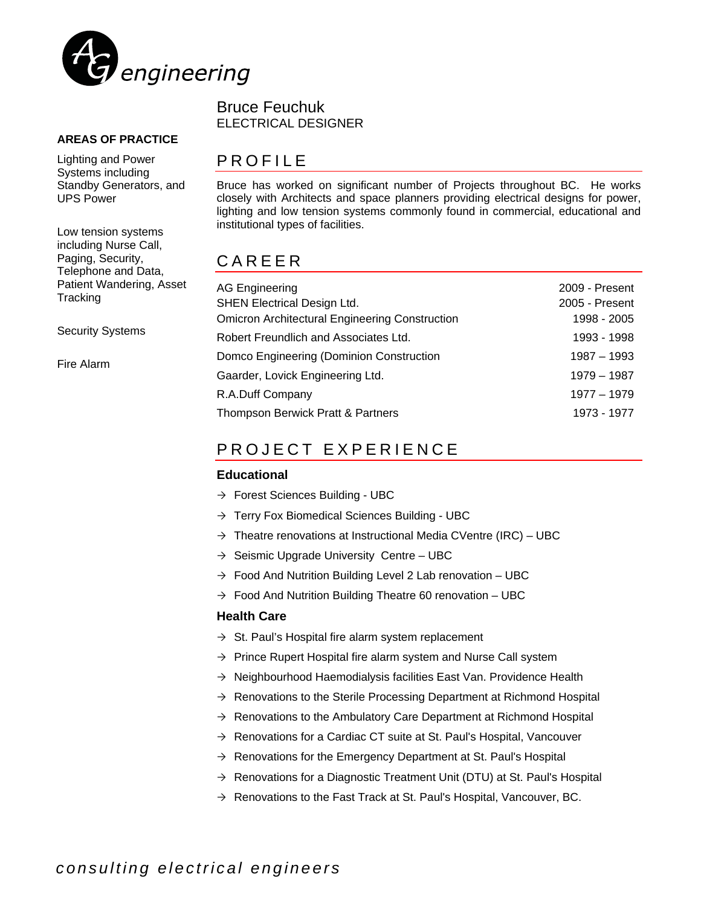AG engineering

# Bruce Feuchuk

ELECTRICAL DESIGNER

**AREAS OF PRACTICE**

Lighting and Power Systems including Standby Generators, and UPS Power

Low tension systems including Nurse Call, Paging, Security, Telephone and Data, Patient Wandering, Asset Tracking

Security Systems

Fire Alarm

## PROFILE

Bruce has worked on significant number of Projects throughout BC. He works closely with Architects and space planners providing electrical designs for power, lighting and low tension systems commonly found in commercial, educational and institutional types of facilities.

## CAREER

| | |
|---|---|
| AG Engineering | 2009 - Present |
| SHEN Electrical Design Ltd. | 2005 - Present |
| Omicron Architectural Engineering Construction | 1998 - 2005 |
| Robert Freundlich and Associates Ltd. | 1993 - 1998 |
| Domco Engineering (Dominion Construction | 1987 – 1993 |
| Gaarder, Lovick Engineering Ltd. | 1979 – 1987 |
| R.A.Duff Company | 1977 – 1979 |
| Thompson Berwick Pratt & Partners | 1973 - 1977 |

## PROJECT EXPERIENCE

### Educational

- Forest Sciences Building - UBC
- Terry Fox Biomedical Sciences Building - UBC
- Theatre renovations at Instructional Media CVentre (IRC) – UBC
- Seismic Upgrade University Centre – UBC
- Food And Nutrition Building Level 2 Lab renovation – UBC
- Food And Nutrition Building Theatre 60 renovation – UBC

### Health Care

- St. Paul's Hospital fire alarm system replacement
- Prince Rupert Hospital fire alarm system and Nurse Call system
- Neighbourhood Haemodialysis facilities East Van. Providence Health
- Renovations to the Sterile Processing Department at Richmond Hospital
- Renovations to the Ambulatory Care Department at Richmond Hospital
- Renovations for a Cardiac CT suite at St. Paul's Hospital, Vancouver
- Renovations for the Emergency Department at St. Paul's Hospital
- Renovations for a Diagnostic Treatment Unit (DTU) at St. Paul's Hospital
- Renovations to the Fast Track at St. Paul's Hospital, Vancouver, BC.

*consulting electrical engineers*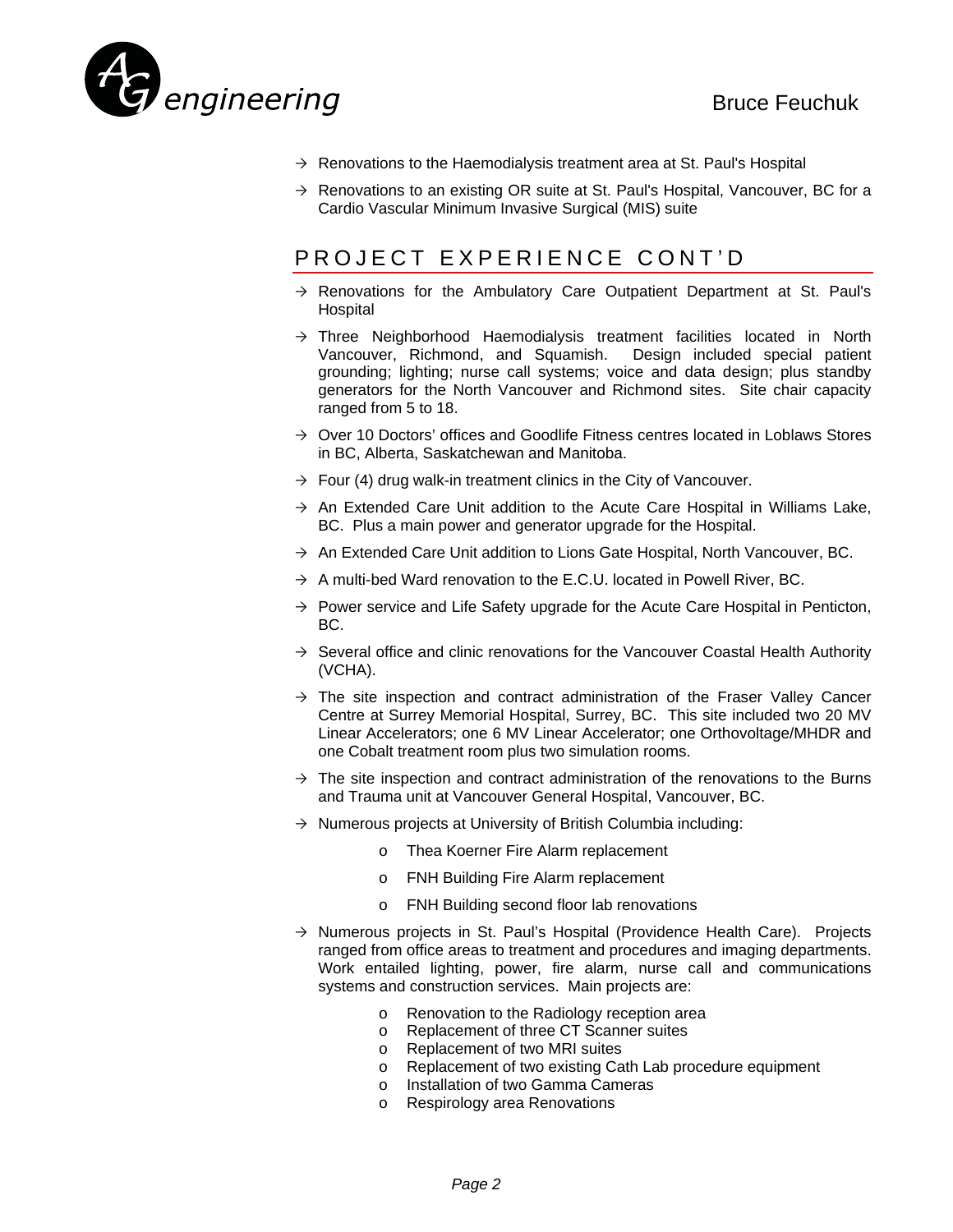- → Renovations to the Haemodialysis treatment area at St. Paul's Hospital
- → Renovations to an existing OR suite at St. Paul's Hospital, Vancouver, BC for a Cardio Vascular Minimum Invasive Surgical (MIS) suite

## PROJECT EXPERIENCE CONT'D

- → Renovations for the Ambulatory Care Outpatient Department at St. Paul's Hospital
- → Three Neighborhood Haemodialysis treatment facilities located in North Vancouver, Richmond, and Squamish. Design included special patient grounding; lighting; nurse call systems; voice and data design; plus standby generators for the North Vancouver and Richmond sites. Site chair capacity ranged from 5 to 18.
- → Over 10 Doctors' offices and Goodlife Fitness centres located in Loblaws Stores in BC, Alberta, Saskatchewan and Manitoba.
- → Four (4) drug walk-in treatment clinics in the City of Vancouver.
- → An Extended Care Unit addition to the Acute Care Hospital in Williams Lake, BC. Plus a main power and generator upgrade for the Hospital.
- → An Extended Care Unit addition to Lions Gate Hospital, North Vancouver, BC.
- → A multi-bed Ward renovation to the E.C.U. located in Powell River, BC.
- → Power service and Life Safety upgrade for the Acute Care Hospital in Penticton, BC.
- → Several office and clinic renovations for the Vancouver Coastal Health Authority (VCHA).
- → The site inspection and contract administration of the Fraser Valley Cancer Centre at Surrey Memorial Hospital, Surrey, BC. This site included two 20 MV Linear Accelerators; one 6 MV Linear Accelerator; one Orthovoltage/MHDR and one Cobalt treatment room plus two simulation rooms.
- → The site inspection and contract administration of the renovations to the Burns and Trauma unit at Vancouver General Hospital, Vancouver, BC.
- → Numerous projects at University of British Columbia including:
  - Thea Koerner Fire Alarm replacement
  - FNH Building Fire Alarm replacement
  - FNH Building second floor lab renovations
- → Numerous projects in St. Paul's Hospital (Providence Health Care). Projects ranged from office areas to treatment and procedures and imaging departments. Work entailed lighting, power, fire alarm, nurse call and communications systems and construction services. Main projects are:
  - Renovation to the Radiology reception area
  - Replacement of three CT Scanner suites
  - Replacement of two MRI suites
  - Replacement of two existing Cath Lab procedure equipment
  - Installation of two Gamma Cameras
  - Respirology area Renovations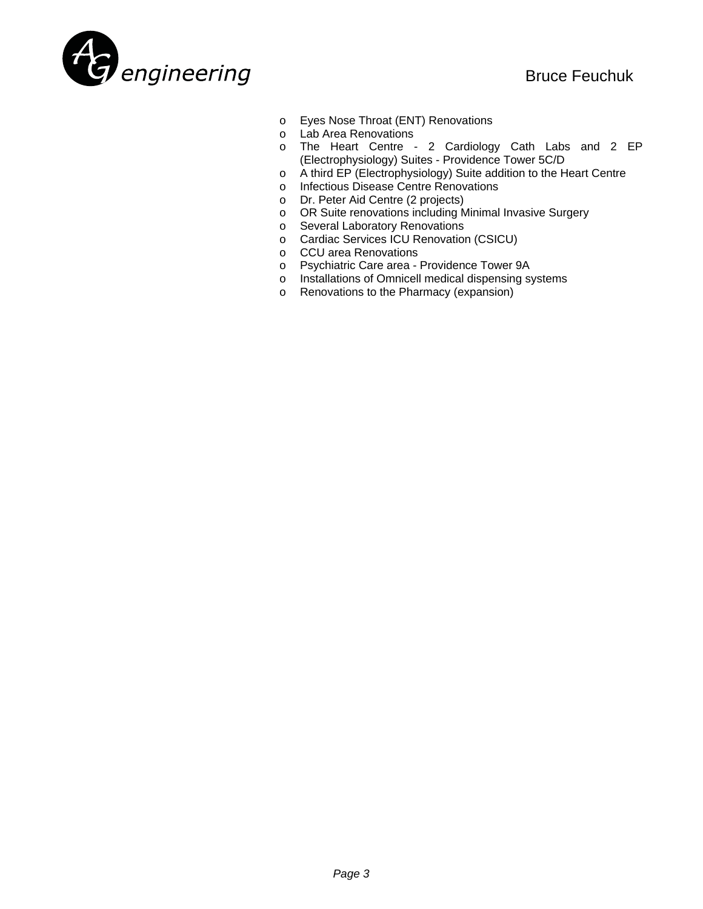- Eyes Nose Throat (ENT) Renovations
- Lab Area Renovations
- The Heart Centre - 2 Cardiology Cath Labs and 2 EP (Electrophysiology) Suites - Providence Tower 5C/D
- A third EP (Electrophysiology) Suite addition to the Heart Centre
- Infectious Disease Centre Renovations
- Dr. Peter Aid Centre (2 projects)
- OR Suite renovations including Minimal Invasive Surgery
- Several Laboratory Renovations
- Cardiac Services ICU Renovation (CSICU)
- CCU area Renovations
- Psychiatric Care area - Providence Tower 9A
- Installations of Omnicell medical dispensing systems
- Renovations to the Pharmacy (expansion)